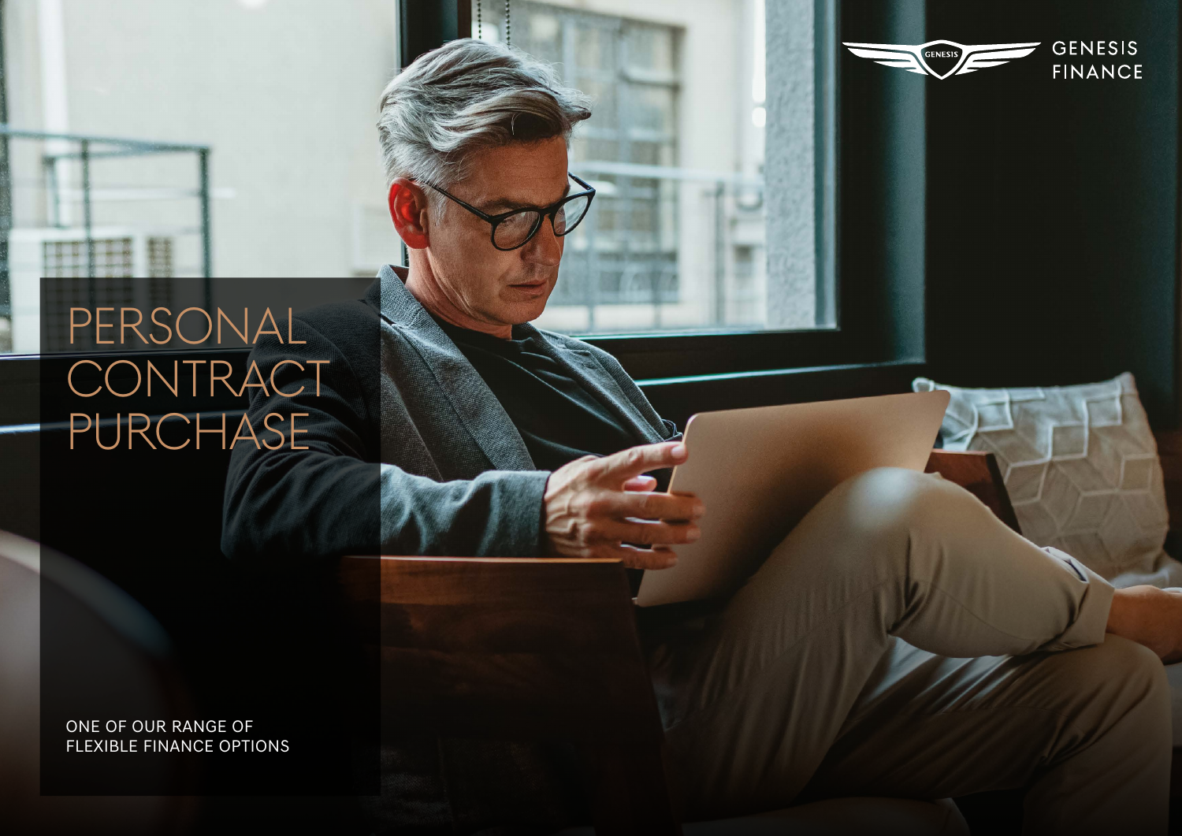GENESIS FINANCE

# PERSONAL CONTRACT PURCHASE

ONE OF OUR RANGE OF FLEXIBLE FINANCE OPTIONS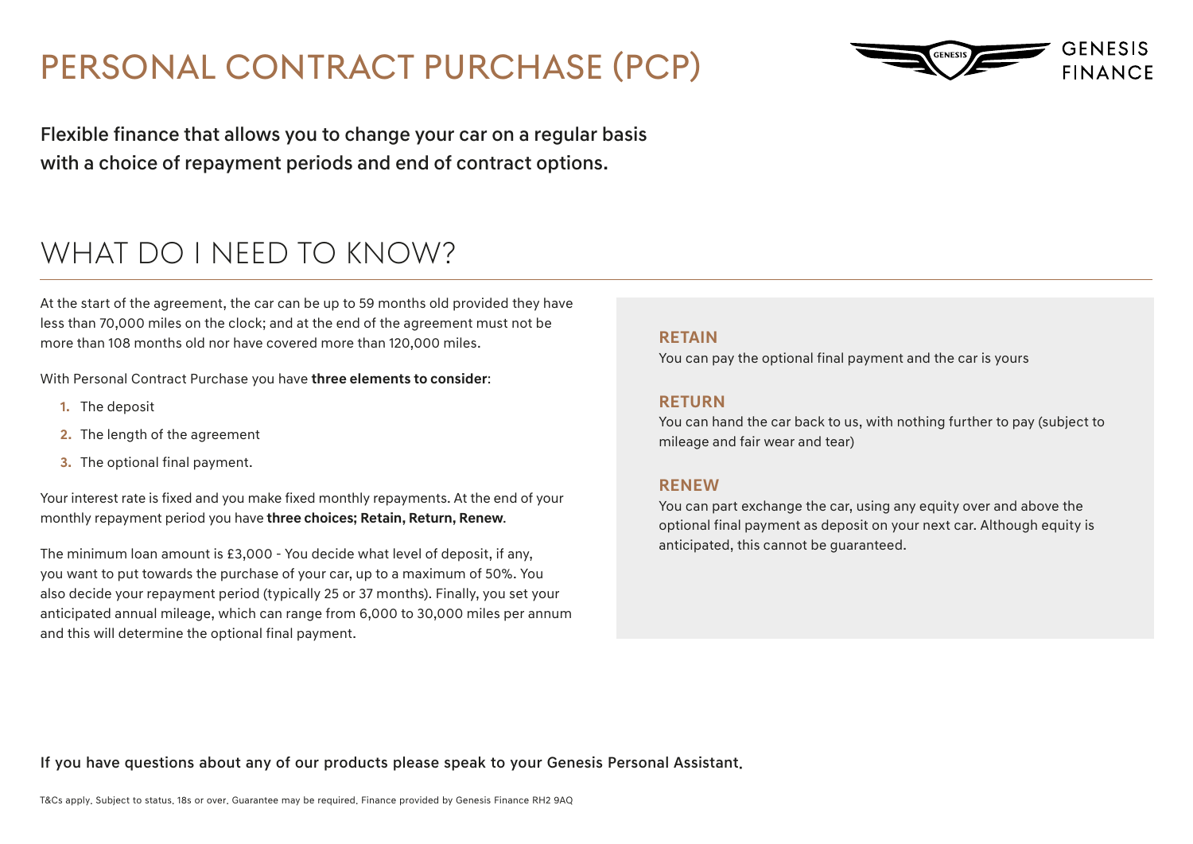# PERSONAL CONTRACT PURCHASE (PCP)

GENESIS FINANCE

**Flexible finance that allows you to change your car on a regular basis with a choice of repayment periods and end of contract options.**

## WHAT DO I NEED TO KNOW?

At the start of the agreement, the car can be up to 59 months old provided they have less than 70,000 miles on the clock; and at the end of the agreement must not be more than 108 months old nor have covered more than 120,000 miles.

With Personal Contract Purchase you have **three elements to consider**:

1. The deposit
2. The length of the agreement
3. The optional final payment.

Your interest rate is fixed and you make fixed monthly repayments. At the end of your monthly repayment period you have **three choices; Retain, Return, Renew**.

The minimum loan amount is £3,000 - You decide what level of deposit, if any, you want to put towards the purchase of your car, up to a maximum of 50%. You also decide your repayment period (typically 25 or 37 months). Finally, you set your anticipated annual mileage, which can range from 6,000 to 30,000 miles per annum and this will determine the optional final payment.

**RETAIN**
You can pay the optional final payment and the car is yours

**RETURN**
You can hand the car back to us, with nothing further to pay (subject to mileage and fair wear and tear)

**RENEW**
You can part exchange the car, using any equity over and above the optional final payment as deposit on your next car. Although equity is anticipated, this cannot be guaranteed.

If you have questions about any of our products please speak to your Genesis Personal Assistant.

T&Cs apply. Subject to status. 18s or over. Guarantee may be required. Finance provided by Genesis Finance RH2 9AQ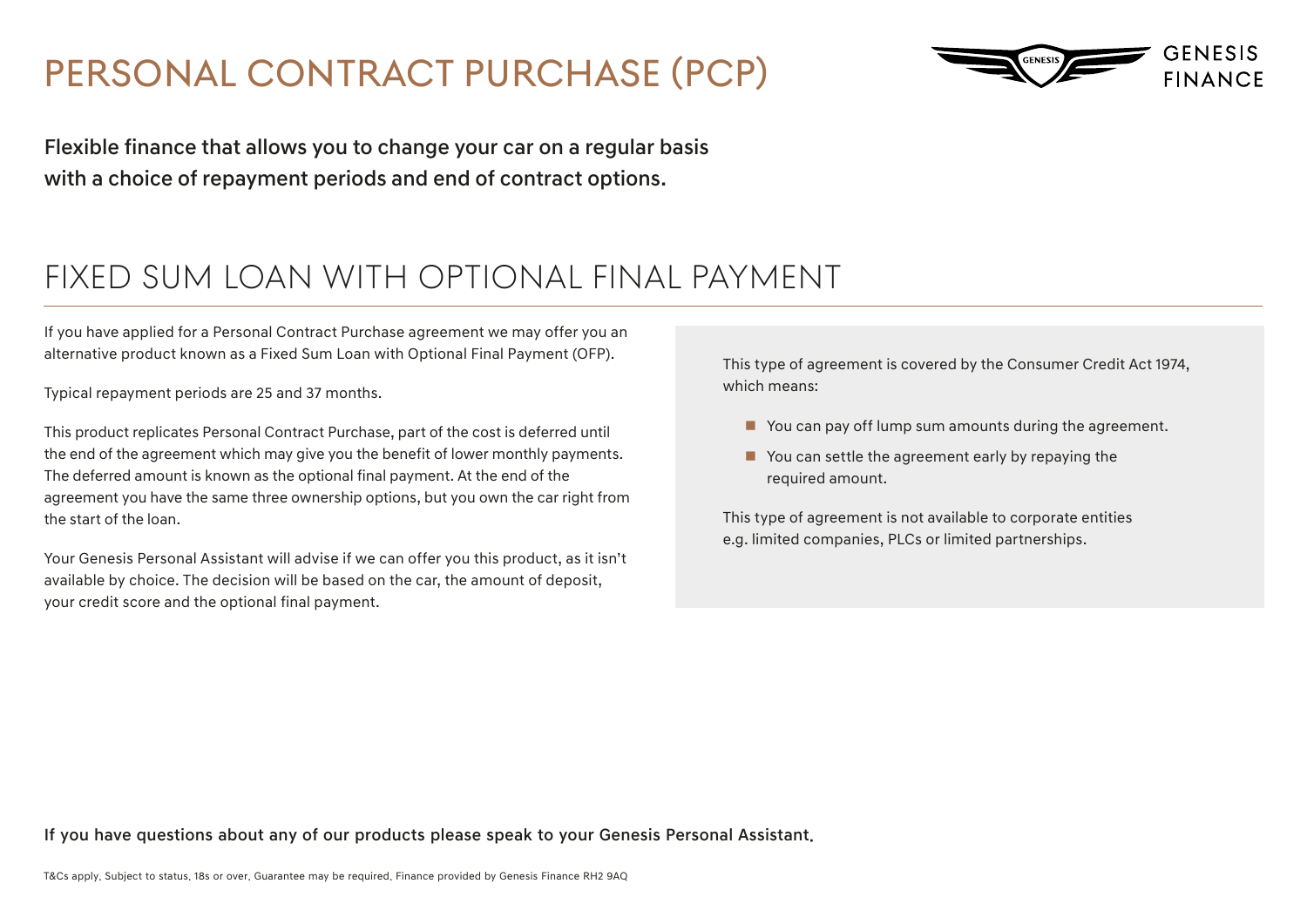# PERSONAL CONTRACT PURCHASE (PCP)

GENESIS FINANCE

**Flexible finance that allows you to change your car on a regular basis with a choice of repayment periods and end of contract options.**

## FIXED SUM LOAN WITH OPTIONAL FINAL PAYMENT

If you have applied for a Personal Contract Purchase agreement we may offer you an alternative product known as a Fixed Sum Loan with Optional Final Payment (OFP).

Typical repayment periods are 25 and 37 months.

This product replicates Personal Contract Purchase, part of the cost is deferred until the end of the agreement which may give you the benefit of lower monthly payments. The deferred amount is known as the optional final payment. At the end of the agreement you have the same three ownership options, but you own the car right from the start of the loan.

Your Genesis Personal Assistant will advise if we can offer you this product, as it isn't available by choice. The decision will be based on the car, the amount of deposit, your credit score and the optional final payment.

This type of agreement is covered by the Consumer Credit Act 1974, which means:

- You can pay off lump sum amounts during the agreement.
- You can settle the agreement early by repaying the required amount.

This type of agreement is not available to corporate entities e.g. limited companies, PLCs or limited partnerships.

If you have questions about any of our products please speak to your Genesis Personal Assistant.

T&Cs apply. Subject to status. 18s or over. Guarantee may be required. Finance provided by Genesis Finance RH2 9AQ